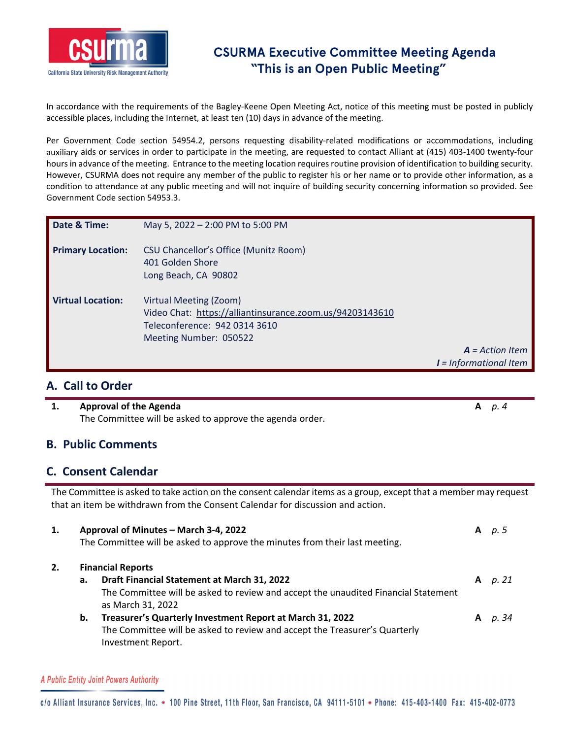# CSURMA Executive Committee Meeting Agenda
## "This is an Open Public Meeting"

In accordance with the requirements of the Bagley-Keene Open Meeting Act, notice of this meeting must be posted in publicly accessible places, including the Internet, at least ten (10) days in advance of the meeting.

Per Government Code section 54954.2, persons requesting disability-related modifications or accommodations, including auxiliary aids or services in order to participate in the meeting, are requested to contact Alliant at (415) 403-1400 twenty-four hours in advance of the meeting. Entrance to the meeting location requires routine provision of identification to building security. However, CSURMA does not require any member of the public to register his or her name or to provide other information, as a condition to attendance at any public meeting and will not inquire of building security concerning information so provided. See Government Code section 54953.3.

| | |
|---|---|
| **Date & Time:** | May 5, 2022 – 2:00 PM to 5:00 PM |
| **Primary Location:** | CSU Chancellor's Office (Munitz Room)<br>401 Golden Shore<br>Long Beach, CA 90802 |
| **Virtual Location:** | Virtual Meeting (Zoom)<br>Video Chat: https://alliantinsurance.zoom.us/94203143610<br>Teleconference: 942 0314 3610<br>Meeting Number: 050522 |

***A** = Action Item*
***I** = Informational Item*

## A. Call to Order

1. **Approval of the Agenda** — **A** *p. 4*
   The Committee will be asked to approve the agenda order.

## B. Public Comments

## C. Consent Calendar

The Committee is asked to take action on the consent calendar items as a group, except that a member may request that an item be withdrawn from the Consent Calendar for discussion and action.

1. **Approval of Minutes – March 3-4, 2022** — **A** *p. 5*
   The Committee will be asked to approve the minutes from their last meeting.

2. **Financial Reports**
   a. **Draft Financial Statement at March 31, 2022** — **A** *p. 21*
   The Committee will be asked to review and accept the unaudited Financial Statement as March 31, 2022
   b. **Treasurer's Quarterly Investment Report at March 31, 2022** — **A** *p. 34*
   The Committee will be asked to review and accept the Treasurer's Quarterly Investment Report.

*A Public Entity Joint Powers Authority*

c/o Alliant Insurance Services, Inc. • 100 Pine Street, 11th Floor, San Francisco, CA 94111-5101 • Phone: 415-403-1400 Fax: 415-402-0773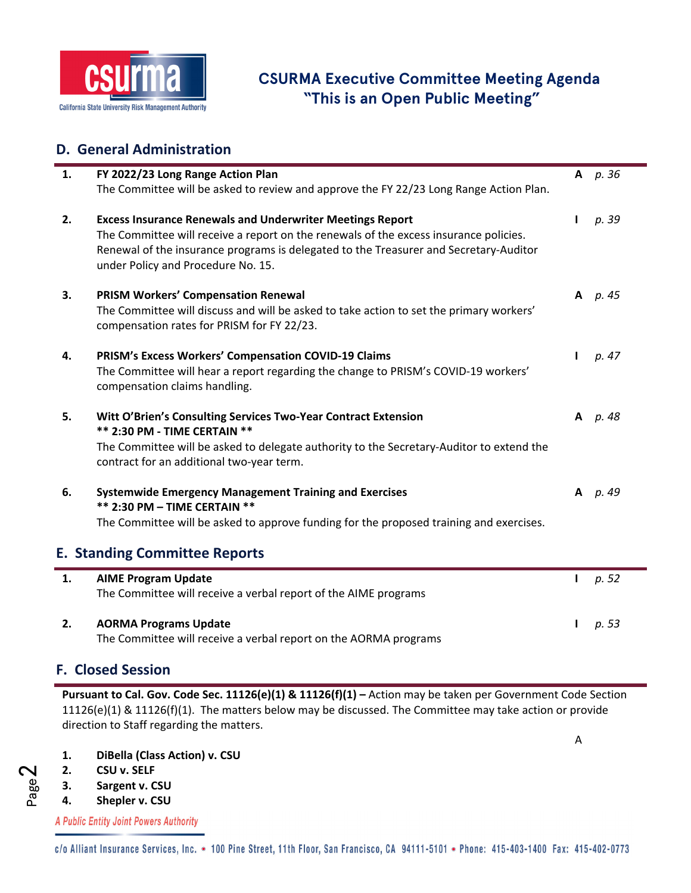## D. General Administration

| | | | |
|---|---|---|---|
| **1.** | **FY 2022/23 Long Range Action Plan**<br>The Committee will be asked to review and approve the FY 22/23 Long Range Action Plan. | **A** | *p. 36* |
| **2.** | **Excess Insurance Renewals and Underwriter Meetings Report**<br>The Committee will receive a report on the renewals of the excess insurance policies. Renewal of the insurance programs is delegated to the Treasurer and Secretary-Auditor under Policy and Procedure No. 15. | **I** | *p. 39* |
| **3.** | **PRISM Workers' Compensation Renewal**<br>The Committee will discuss and will be asked to take action to set the primary workers' compensation rates for PRISM for FY 22/23. | **A** | *p. 45* |
| **4.** | **PRISM's Excess Workers' Compensation COVID-19 Claims**<br>The Committee will hear a report regarding the change to PRISM's COVID-19 workers' compensation claims handling. | **I** | *p. 47* |
| **5.** | **Witt O'Brien's Consulting Services Two-Year Contract Extension**<br>**** 2:30 PM - TIME CERTAIN ****<br>The Committee will be asked to delegate authority to the Secretary-Auditor to extend the contract for an additional two-year term. | **A** | *p. 48* |
| **6.** | **Systemwide Emergency Management Training and Exercises**<br>**** 2:30 PM – TIME CERTAIN ****<br>The Committee will be asked to approve funding for the proposed training and exercises. | **A** | *p. 49* |

## E. Standing Committee Reports

| | | | |
|---|---|---|---|
| **1.** | **AIME Program Update**<br>The Committee will receive a verbal report of the AIME programs | **I** | *p. 52* |
| **2.** | **AORMA Programs Update**<br>The Committee will receive a verbal report on the AORMA programs | **I** | *p. 53* |

## F. Closed Session

**Pursuant to Cal. Gov. Code Sec. 11126(e)(1) & 11126(f)(1) –** Action may be taken per Government Code Section 11126(e)(1) & 11126(f)(1). The matters below may be discussed. The Committee may take action or provide direction to Staff regarding the matters.

A

1. **DiBella (Class Action) v. CSU**
2. **CSU v. SELF**
3. **Sargent v. CSU**
4. **Shepler v. CSU**

*A Public Entity Joint Powers Authority*

c/o Alliant Insurance Services, Inc. • 100 Pine Street, 11th Floor, San Francisco, CA 94111-5101 • Phone: 415-403-1400 Fax: 415-402-0773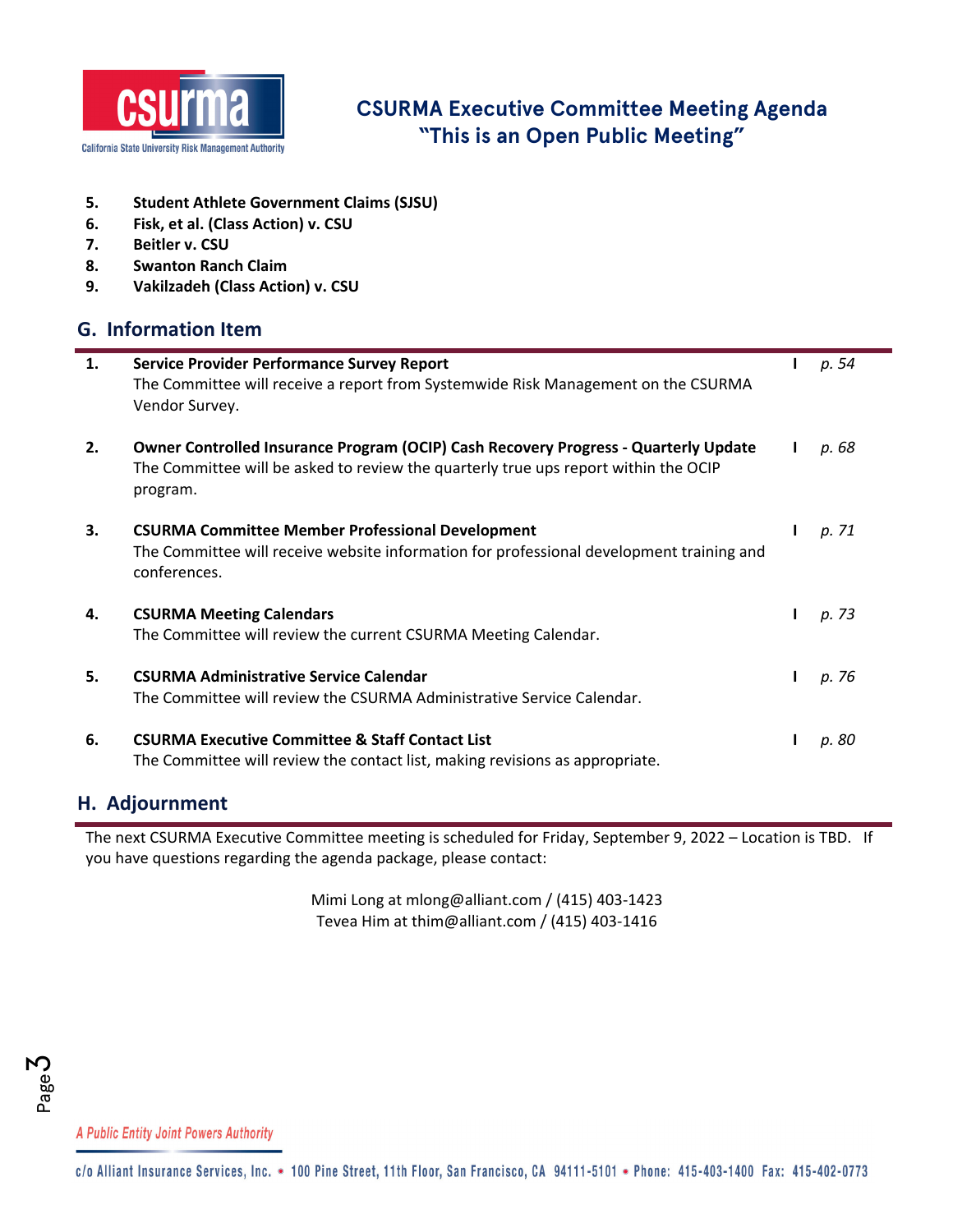5. **Student Athlete Government Claims (SJSU)**
6. **Fisk, et al. (Class Action) v. CSU**
7. **Beitler v. CSU**
8. **Swanton Ranch Claim**
9. **Vakilzadeh (Class Action) v. CSU**

## G. Information Item

| | | | |
|---|---|---|---|
| **1.** | **Service Provider Performance Survey Report**<br>The Committee will receive a report from Systemwide Risk Management on the CSURMA Vendor Survey. | I | *p. 54* |
| **2.** | **Owner Controlled Insurance Program (OCIP) Cash Recovery Progress - Quarterly Update**<br>The Committee will be asked to review the quarterly true ups report within the OCIP program. | I | *p. 68* |
| **3.** | **CSURMA Committee Member Professional Development**<br>The Committee will receive website information for professional development training and conferences. | I | *p. 71* |
| **4.** | **CSURMA Meeting Calendars**<br>The Committee will review the current CSURMA Meeting Calendar. | I | *p. 73* |
| **5.** | **CSURMA Administrative Service Calendar**<br>The Committee will review the CSURMA Administrative Service Calendar. | I | *p. 76* |
| **6.** | **CSURMA Executive Committee & Staff Contact List**<br>The Committee will review the contact list, making revisions as appropriate. | I | *p. 80* |

## H. Adjournment

The next CSURMA Executive Committee meeting is scheduled for Friday, September 9, 2022 – Location is TBD. If you have questions regarding the agenda package, please contact:

Mimi Long at mlong@alliant.com / (415) 403-1423
Tevea Him at thim@alliant.com / (415) 403-1416